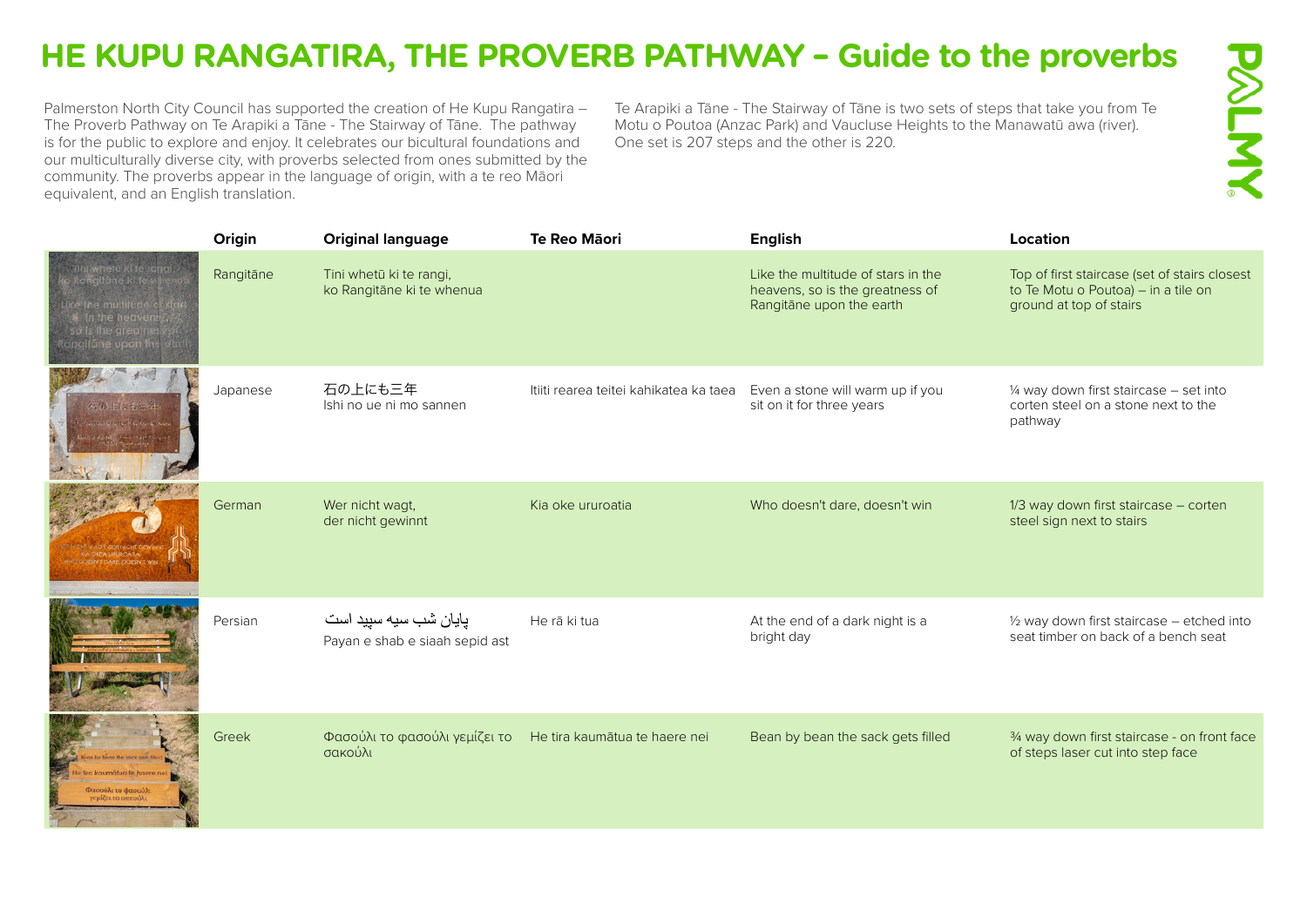# HE KUPU RANGATIRA, THE PROVERB PATHWAY – Guide to the proverbs

Palmerston North City Council has supported the creation of He Kupu Rangatira – The Proverb Pathway on Te Arapiki a Tāne - The Stairway of Tāne. The pathway is for the public to explore and enjoy. It celebrates our bicultural foundations and our multiculturally diverse city, with proverbs selected from ones submitted by the community. The proverbs appear in the language of origin, with a te reo Māori equivalent, and an English translation.

Te Arapiki a Tāne - The Stairway of Tāne is two sets of steps that take you from Te Motu o Poutoa (Anzac Park) and Vaucluse Heights to the Manawatū awa (river). One set is 207 steps and the other is 220.

| Origin | Original language | Te Reo Māori | English | Location |
|---|---|---|---|---|
| Rangitāne | Tini whetū ki te rangi, ko Rangitāne ki te whenua | | Like the multitude of stars in the heavens, so is the greatness of Rangitāne upon the earth | Top of first staircase (set of stairs closest to Te Motu o Poutoa) – in a tile on ground at top of stairs |
| Japanese | 石の上にも三年 Ishi no ue ni mo sannen | Itiiti rearea teitei kahikatea ka taea | Even a stone will warm up if you sit on it for three years | ¼ way down first staircase – set into corten steel on a stone next to the pathway |
| German | Wer nicht wagt, der nicht gewinnt | Kia oke ururoatia | Who doesn't dare, doesn't win | 1/3 way down first staircase – corten steel sign next to stairs |
| Persian | پایان شب سیه سپید است Payan e shab e siaah sepid ast | He rā ki tua | At the end of a dark night is a bright day | ½ way down first staircase – etched into seat timber on back of a bench seat |
| Greek | Φασούλι το φασούλι γεμίζει το σακούλι | He tira kaumātua te haere nei | Bean by bean the sack gets filled | ¾ way down first staircase - on front face of steps laser cut into step face |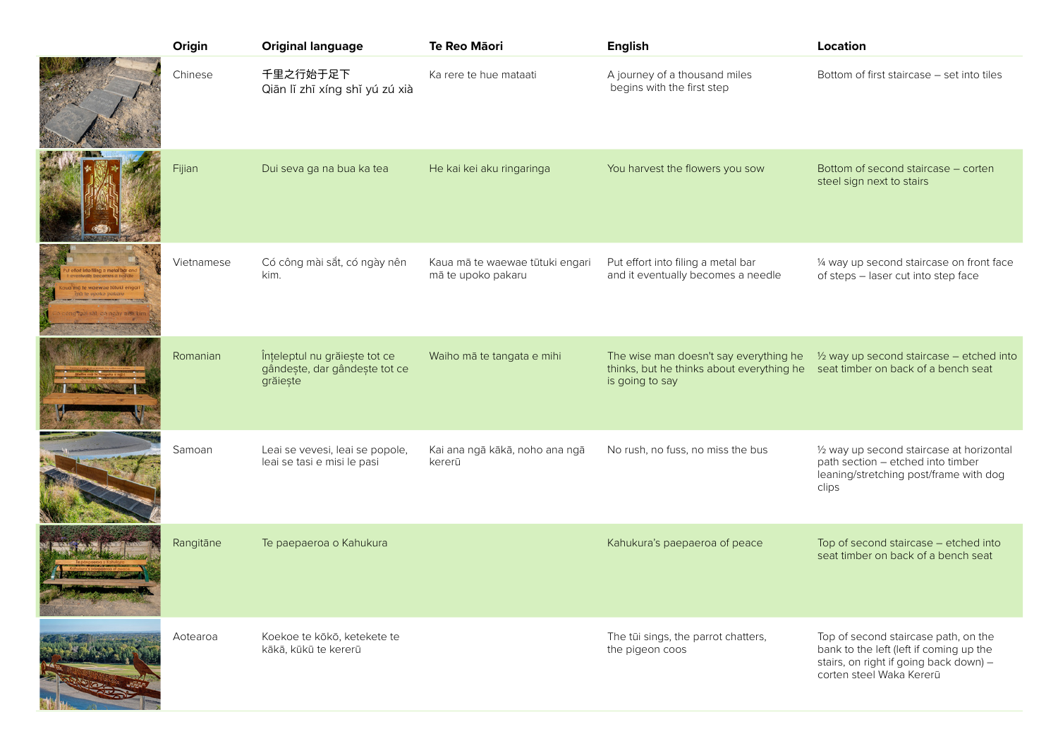| | Origin | Original language | Te Reo Māori | English | Location |
|---|---|---|---|---|---|
| | Chinese | 千里之行始于足下 Qiān lǐ zhī xíng shǐ yú zú xià | Ka rere te hue mataati | A journey of a thousand miles begins with the first step | Bottom of first staircase – set into tiles |
| | Fijian | Dui seva ga na bua ka tea | He kai kei aku ringaringa | You harvest the flowers you sow | Bottom of second staircase – corten steel sign next to stairs |
| | Vietnamese | Có công mài sắt, có ngày nên kim. | Kaua mā te waewae tūtuki engari mā te upoko pakaru | Put effort into filing a metal bar and it eventually becomes a needle | ¼ way up second staircase on front face of steps – laser cut into step face |
| | Romanian | Înțeleptul nu grăiește tot ce gândește, dar gândește tot ce grăiește | Waiho mā te tangata e mihi | The wise man doesn't say everything he thinks, but he thinks about everything he is going to say | ½ way up second staircase – etched into seat timber on back of a bench seat |
| | Samoan | Leai se vevesi, leai se popole, leai se tasi e misi le pasi | Kai ana ngā kākā, noho ana ngā kererū | No rush, no fuss, no miss the bus | ½ way up second staircase at horizontal path section – etched into timber leaning/stretching post/frame with dog clips |
| | Rangitāne | Te paepaeroa o Kahukura | | Kahukura's paepaeroa of peace | Top of second staircase – etched into seat timber on back of a bench seat |
| | Aotearoa | Koekoe te kōkō, ketekete te kākā, kūkū te kererū | | The tūi sings, the parrot chatters, the pigeon coos | Top of second staircase path, on the bank to the left (left if coming up the stairs, on right if going back down) – corten steel Waka Kererū |